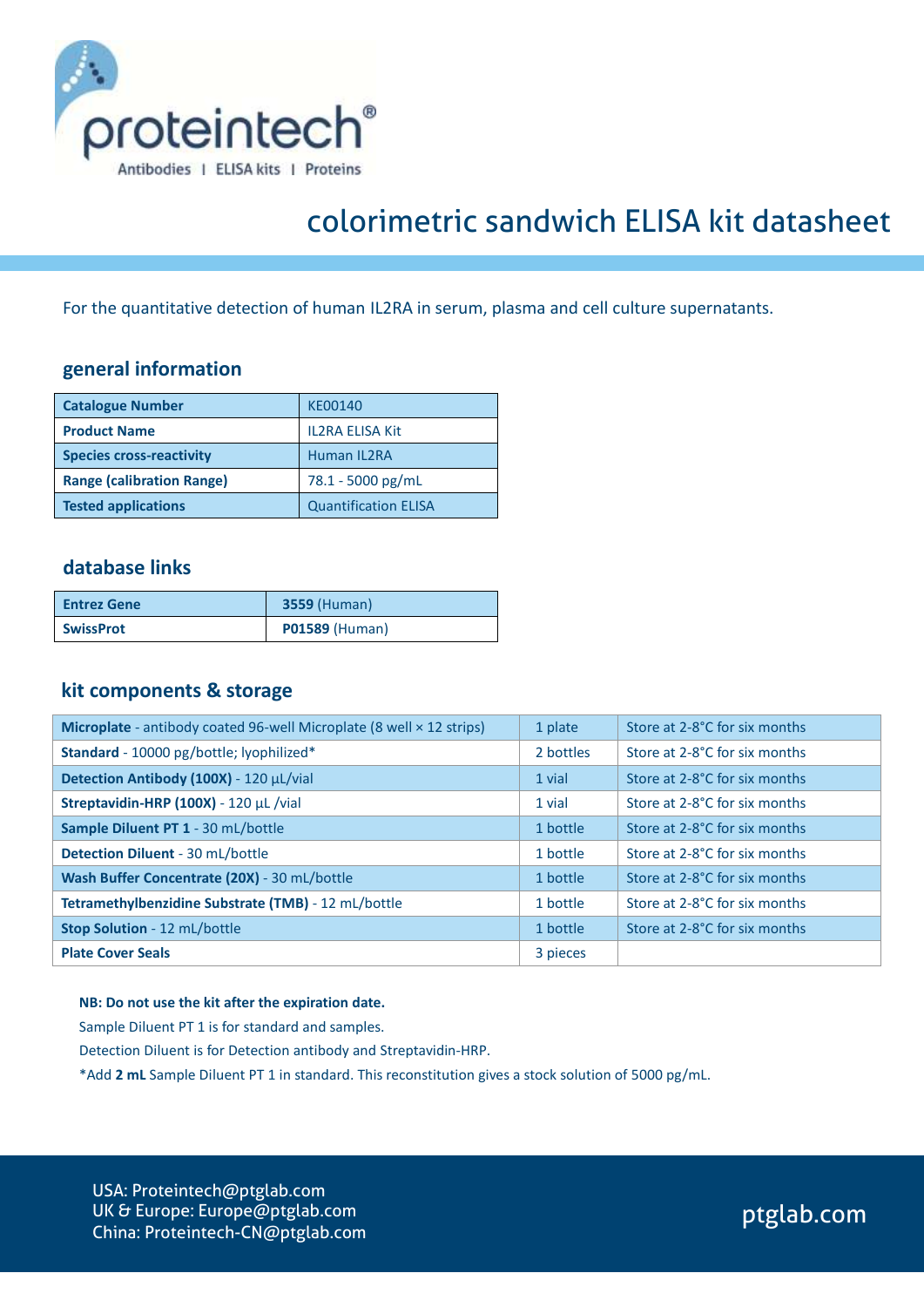proteintech®

Antibodies | ELISA kits | Proteins

# colorimetric sandwich ELISA kit datasheet

For the quantitative detection of human IL2RA in serum, plasma and cell culture supernatants.

## general information

| Catalogue Number | KE00140 |
|---|---|
| Product Name | IL2RA ELISA Kit |
| Species cross-reactivity | Human IL2RA |
| Range (calibration Range) | 78.1 - 5000 pg/mL |
| Tested applications | Quantification ELISA |

## database links

| Entrez Gene | **3559** (Human) |
|---|---|
| SwissProt | **P01589** (Human) |

## kit components & storage

| Component | Quantity | Storage |
|---|---|---|
| **Microplate** - antibody coated 96-well Microplate (8 well × 12 strips) | 1 plate | Store at 2-8°C for six months |
| **Standard** - 10000 pg/bottle; lyophilized* | 2 bottles | Store at 2-8°C for six months |
| **Detection Antibody (100X)** - 120 µL/vial | 1 vial | Store at 2-8°C for six months |
| **Streptavidin-HRP (100X)** - 120 µL /vial | 1 vial | Store at 2-8°C for six months |
| **Sample Diluent PT 1** - 30 mL/bottle | 1 bottle | Store at 2-8°C for six months |
| **Detection Diluent** - 30 mL/bottle | 1 bottle | Store at 2-8°C for six months |
| **Wash Buffer Concentrate (20X)** - 30 mL/bottle | 1 bottle | Store at 2-8°C for six months |
| **Tetramethylbenzidine Substrate (TMB)** - 12 mL/bottle | 1 bottle | Store at 2-8°C for six months |
| **Stop Solution** - 12 mL/bottle | 1 bottle | Store at 2-8°C for six months |
| **Plate Cover Seals** | 3 pieces | |

**NB: Do not use the kit after the expiration date.**

Sample Diluent PT 1 is for standard and samples.

Detection Diluent is for Detection antibody and Streptavidin-HRP.

*Add **2 mL** Sample Diluent PT 1 in standard. This reconstitution gives a stock solution of 5000 pg/mL.

USA: Proteintech@ptglab.com
UK & Europe: Europe@ptglab.com
China: Proteintech-CN@ptglab.com

ptglab.com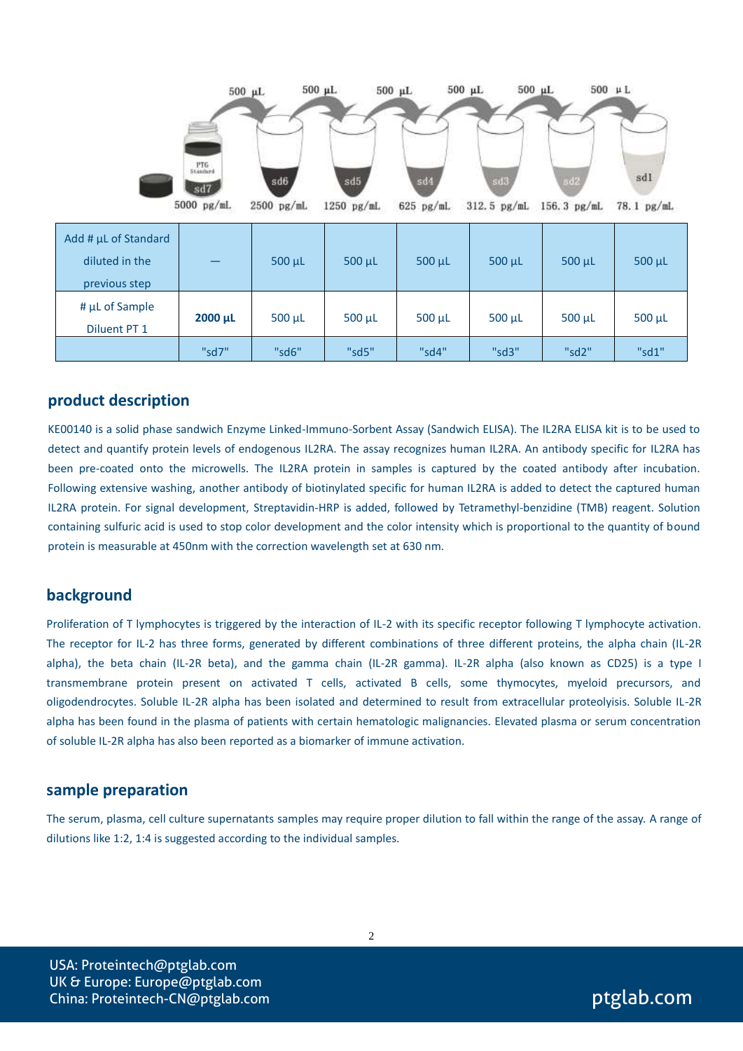| Add # µL of Standard diluted in the previous step | — | 500 µL | 500 µL | 500 µL | 500 µL | 500 µL | 500 µL |
|---|---|---|---|---|---|---|---|
| # µL of Sample Diluent PT 1 | **2000 µL** | 500 µL | 500 µL | 500 µL | 500 µL | 500 µL | 500 µL |
| | "sd7" | "sd6" | "sd5" | "sd4" | "sd3" | "sd2" | "sd1" |

## product description

KE00140 is a solid phase sandwich Enzyme Linked-Immuno-Sorbent Assay (Sandwich ELISA). The IL2RA ELISA kit is to be used to detect and quantify protein levels of endogenous IL2RA. The assay recognizes human IL2RA. An antibody specific for IL2RA has been pre-coated onto the microwells. The IL2RA protein in samples is captured by the coated antibody after incubation. Following extensive washing, another antibody of biotinylated specific for human IL2RA is added to detect the captured human IL2RA protein. For signal development, Streptavidin-HRP is added, followed by Tetramethyl-benzidine (TMB) reagent. Solution containing sulfuric acid is used to stop color development and the color intensity which is proportional to the quantity of bound protein is measurable at 450nm with the correction wavelength set at 630 nm.

## background

Proliferation of T lymphocytes is triggered by the interaction of IL-2 with its specific receptor following T lymphocyte activation. The receptor for IL-2 has three forms, generated by different combinations of three different proteins, the alpha chain (IL-2R alpha), the beta chain (IL-2R beta), and the gamma chain (IL-2R gamma). IL-2R alpha (also known as CD25) is a type I transmembrane protein present on activated T cells, activated B cells, some thymocytes, myeloid precursors, and oligodendrocytes. Soluble IL-2R alpha has been isolated and determined to result from extracellular proteolyisis. Soluble IL-2R alpha has been found in the plasma of patients with certain hematologic malignancies. Elevated plasma or serum concentration of soluble IL-2R alpha has also been reported as a biomarker of immune activation.

## sample preparation

The serum, plasma, cell culture supernatants samples may require proper dilution to fall within the range of the assay. A range of dilutions like 1:2, 1:4 is suggested according to the individual samples.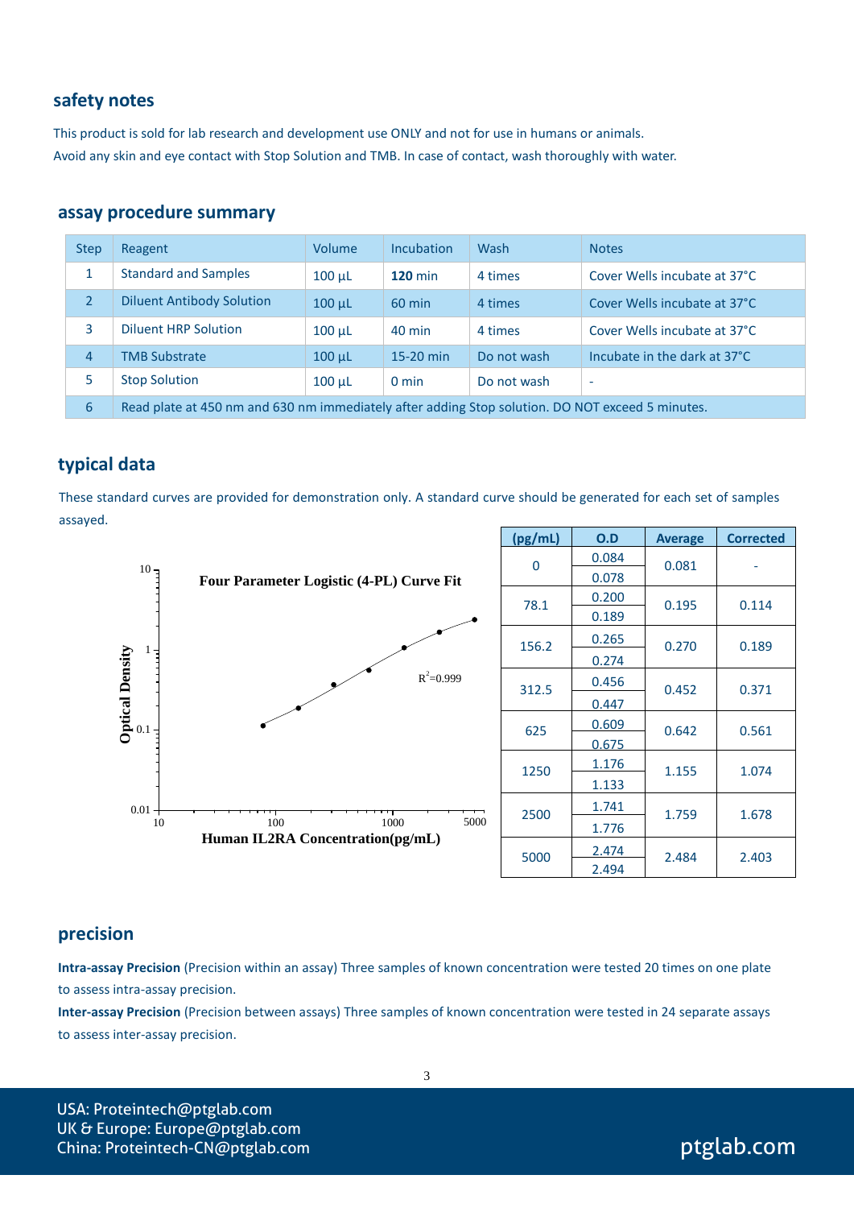## safety notes

This product is sold for lab research and development use ONLY and not for use in humans or animals.
Avoid any skin and eye contact with Stop Solution and TMB. In case of contact, wash thoroughly with water.

## assay procedure summary

| Step | Reagent | Volume | Incubation | Wash | Notes |
|---|---|---|---|---|---|
| 1 | Standard and Samples | 100 µL | **120** min | 4 times | Cover Wells incubate at 37°C |
| 2 | Diluent Antibody Solution | 100 µL | 60 min | 4 times | Cover Wells incubate at 37°C |
| 3 | Diluent HRP Solution | 100 µL | 40 min | 4 times | Cover Wells incubate at 37°C |
| 4 | TMB Substrate | 100 µL | 15-20 min | Do not wash | Incubate in the dark at 37°C |
| 5 | Stop Solution | 100 µL | 0 min | Do not wash | - |
| 6 | Read plate at 450 nm and 630 nm immediately after adding Stop solution. DO NOT exceed 5 minutes. | | | | |

## typical data

These standard curves are provided for demonstration only. A standard curve should be generated for each set of samples assayed.

Four Parameter Logistic (4-PL) Curve Fit

$R^2$=0.999

Optical Density vs. Human IL2RA Concentration(pg/mL)

| (pg/mL) | O.D | Average | Corrected |
|---|---|---|---|
| 0 | 0.084 | 0.081 | - |
| | 0.078 | | |
| 78.1 | 0.200 | 0.195 | 0.114 |
| | 0.189 | | |
| 156.2 | 0.265 | 0.270 | 0.189 |
| | 0.274 | | |
| 312.5 | 0.456 | 0.452 | 0.371 |
| | 0.447 | | |
| 625 | 0.609 | 0.642 | 0.561 |
| | 0.675 | | |
| 1250 | 1.176 | 1.155 | 1.074 |
| | 1.133 | | |
| 2500 | 1.741 | 1.759 | 1.678 |
| | 1.776 | | |
| 5000 | 2.474 | 2.484 | 2.403 |
| | 2.494 | | |

## precision

**Intra-assay Precision** (Precision within an assay) Three samples of known concentration were tested 20 times on one plate to assess intra-assay precision.

**Inter-assay Precision** (Precision between assays) Three samples of known concentration were tested in 24 separate assays to assess inter-assay precision.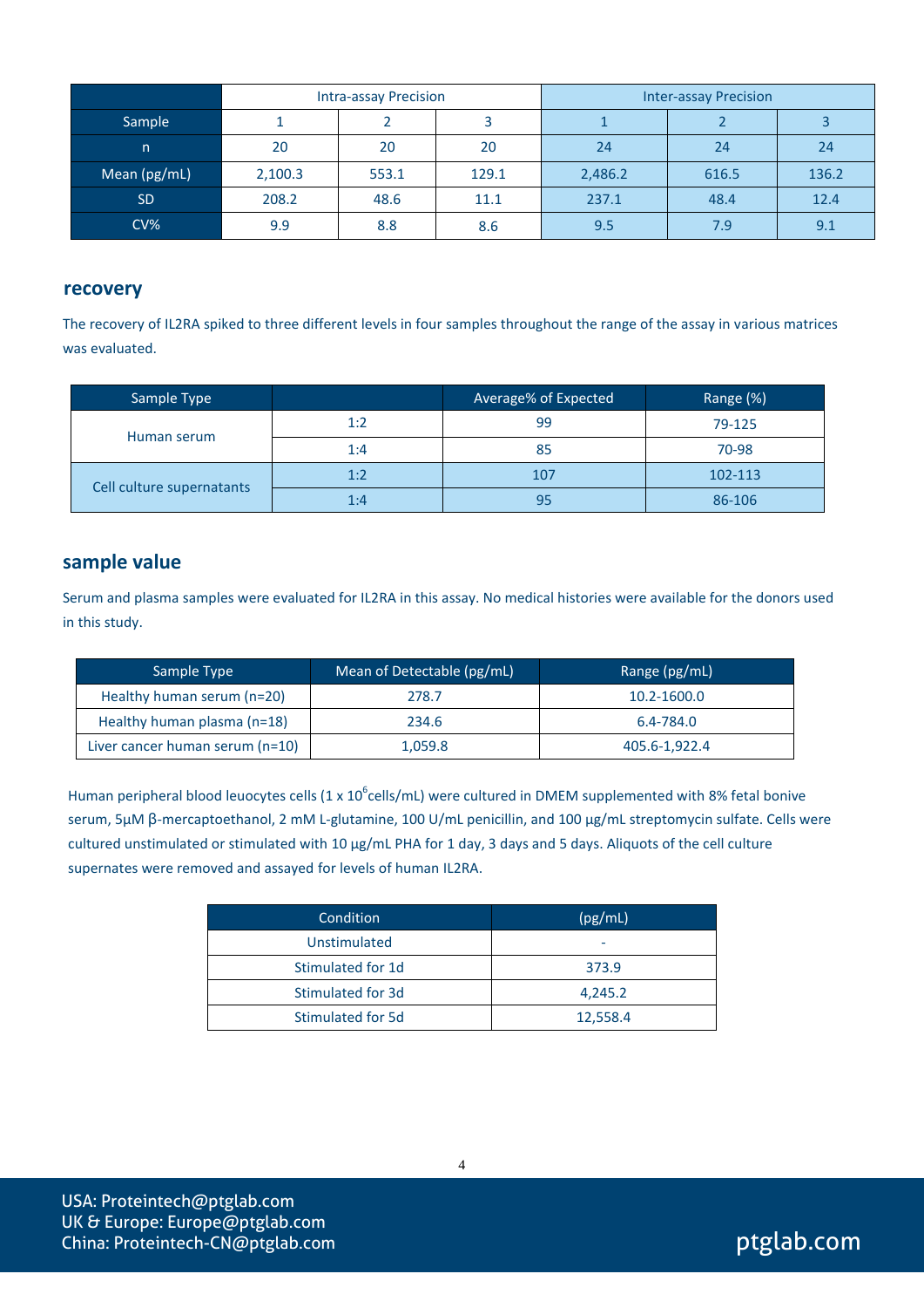| | Intra-assay Precision | | | Inter-assay Precision | | |
|---|---|---|---|---|---|---|
| Sample | 1 | 2 | 3 | 1 | 2 | 3 |
| n | 20 | 20 | 20 | 24 | 24 | 24 |
| Mean (pg/mL) | 2,100.3 | 553.1 | 129.1 | 2,486.2 | 616.5 | 136.2 |
| SD | 208.2 | 48.6 | 11.1 | 237.1 | 48.4 | 12.4 |
| CV% | 9.9 | 8.8 | 8.6 | 9.5 | 7.9 | 9.1 |

## recovery

The recovery of IL2RA spiked to three different levels in four samples throughout the range of the assay in various matrices was evaluated.

| Sample Type | | Average% of Expected | Range (%) |
|---|---|---|---|
| Human serum | 1:2 | 99 | 79-125 |
| | 1:4 | 85 | 70-98 |
| Cell culture supernatants | 1:2 | 107 | 102-113 |
| | 1:4 | 95 | 86-106 |

## sample value

Serum and plasma samples were evaluated for IL2RA in this assay. No medical histories were available for the donors used in this study.

| Sample Type | Mean of Detectable (pg/mL) | Range (pg/mL) |
|---|---|---|
| Healthy human serum (n=20) | 278.7 | 10.2-1600.0 |
| Healthy human plasma (n=18) | 234.6 | 6.4-784.0 |
| Liver cancer human serum (n=10) | 1,059.8 | 405.6-1,922.4 |

Human peripheral blood leuocytes cells ($1 \times 10^6$ cells/mL) were cultured in DMEM supplemented with 8% fetal bonive serum, 5μM β-mercaptoethanol, 2 mM L-glutamine, 100 U/mL penicillin, and 100 μg/mL streptomycin sulfate. Cells were cultured unstimulated or stimulated with 10 μg/mL PHA for 1 day, 3 days and 5 days. Aliquots of the cell culture supernates were removed and assayed for levels of human IL2RA.

| Condition | (pg/mL) |
|---|---|
| Unstimulated | - |
| Stimulated for 1d | 373.9 |
| Stimulated for 3d | 4,245.2 |
| Stimulated for 5d | 12,558.4 |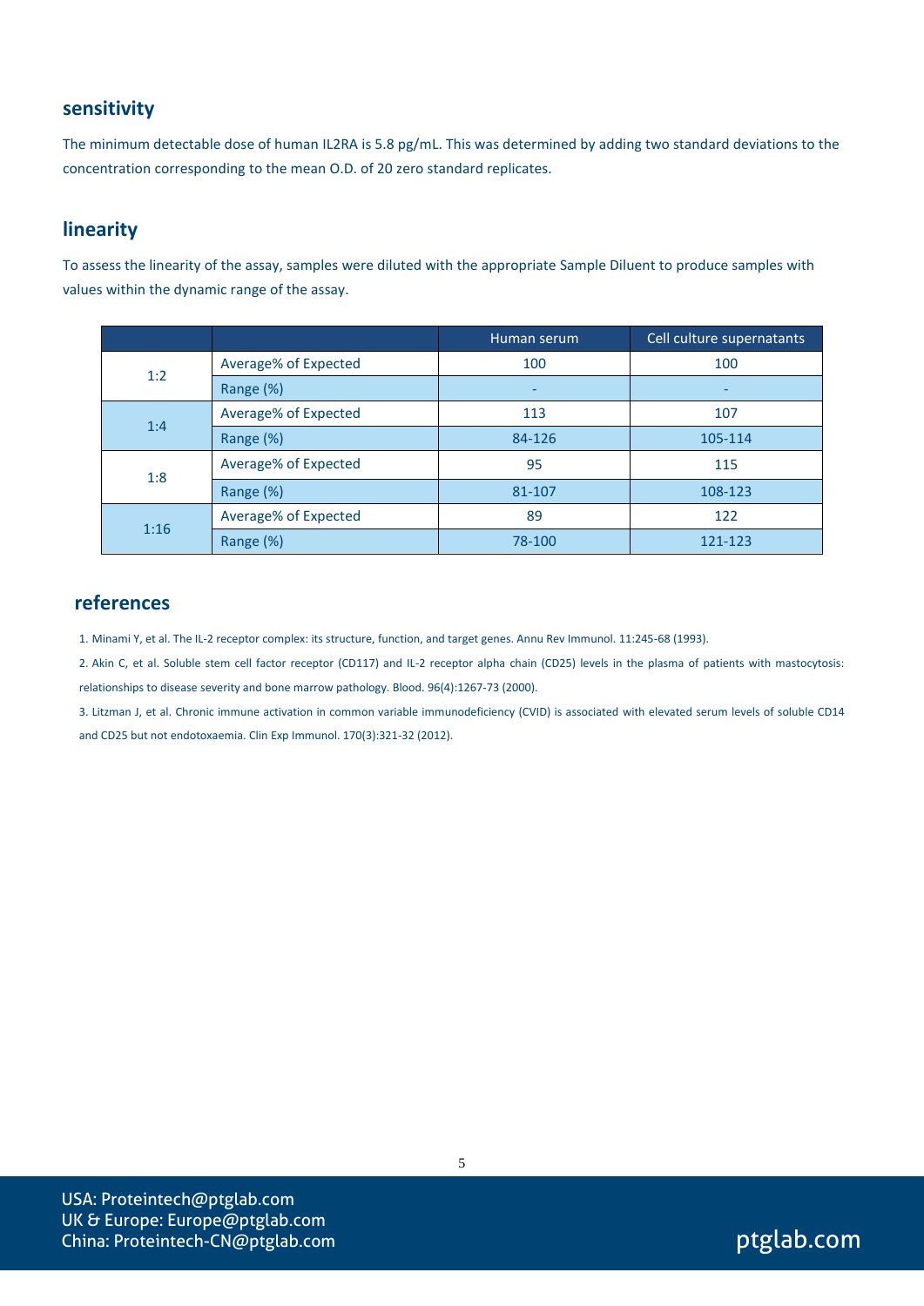## sensitivity

The minimum detectable dose of human IL2RA is 5.8 pg/mL. This was determined by adding two standard deviations to the concentration corresponding to the mean O.D. of 20 zero standard replicates.

## linearity

To assess the linearity of the assay, samples were diluted with the appropriate Sample Diluent to produce samples with values within the dynamic range of the assay.

| | | Human serum | Cell culture supernatants |
|---|---|---|---|
| 1:2 | Average% of Expected | 100 | 100 |
| | Range (%) | - | - |
| 1:4 | Average% of Expected | 113 | 107 |
| | Range (%) | 84-126 | 105-114 |
| 1:8 | Average% of Expected | 95 | 115 |
| | Range (%) | 81-107 | 108-123 |
| 1:16 | Average% of Expected | 89 | 122 |
| | Range (%) | 78-100 | 121-123 |

## references

1. Minami Y, et al. The IL-2 receptor complex: its structure, function, and target genes. Annu Rev Immunol. 11:245-68 (1993).
2. Akin C, et al. Soluble stem cell factor receptor (CD117) and IL-2 receptor alpha chain (CD25) levels in the plasma of patients with mastocytosis: relationships to disease severity and bone marrow pathology. Blood. 96(4):1267-73 (2000).
3. Litzman J, et al. Chronic immune activation in common variable immunodeficiency (CVID) is associated with elevated serum levels of soluble CD14 and CD25 but not endotoxaemia. Clin Exp Immunol. 170(3):321-32 (2012).

USA: Proteintech@ptglab.com
UK & Europe: Europe@ptglab.com
China: Proteintech-CN@ptglab.com

ptglab.com